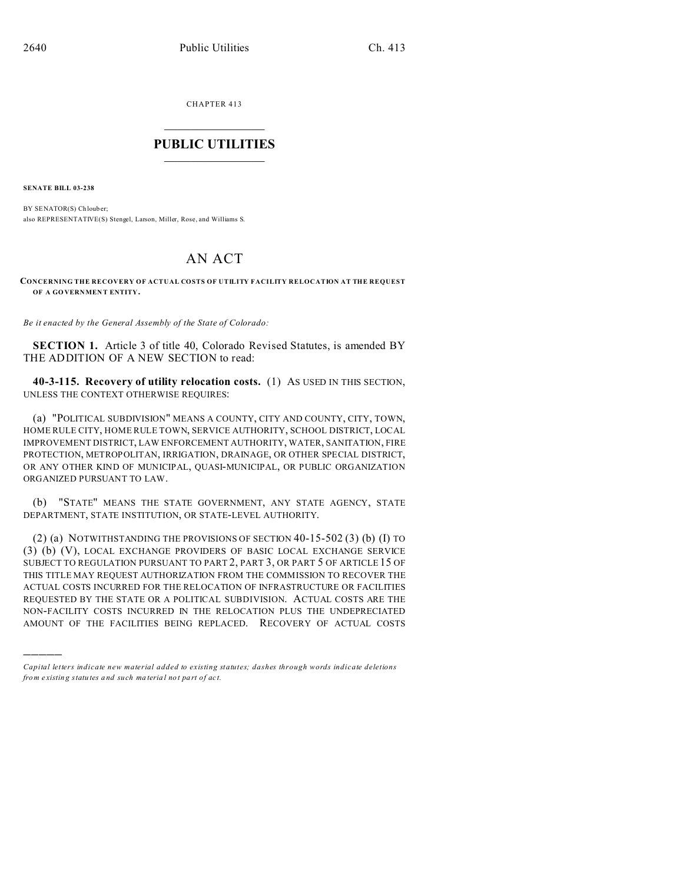CHAPTER 413

# PUBLIC UTILITIES

**SENATE BILL 03-238**

BY SENATOR(S) Chlouber;
also REPRESENTATIVE(S) Stengel, Larson, Miller, Rose, and Williams S.

# AN ACT

**CONCERNING THE RECOVERY OF ACTUAL COSTS OF UTILITY FACILITY RELOCATION AT THE REQUEST OF A GOVERNMENT ENTITY.**

*Be it enacted by the General Assembly of the State of Colorado:*

**SECTION 1.** Article 3 of title 40, Colorado Revised Statutes, is amended BY THE ADDITION OF A NEW SECTION to read:

**40-3-115. Recovery of utility relocation costs.** (1) AS USED IN THIS SECTION, UNLESS THE CONTEXT OTHERWISE REQUIRES:

(a) "POLITICAL SUBDIVISION" MEANS A COUNTY, CITY AND COUNTY, CITY, TOWN, HOME RULE CITY, HOME RULE TOWN, SERVICE AUTHORITY, SCHOOL DISTRICT, LOCAL IMPROVEMENT DISTRICT, LAW ENFORCEMENT AUTHORITY, WATER, SANITATION, FIRE PROTECTION, METROPOLITAN, IRRIGATION, DRAINAGE, OR OTHER SPECIAL DISTRICT, OR ANY OTHER KIND OF MUNICIPAL, QUASI-MUNICIPAL, OR PUBLIC ORGANIZATION ORGANIZED PURSUANT TO LAW.

(b) "STATE" MEANS THE STATE GOVERNMENT, ANY STATE AGENCY, STATE DEPARTMENT, STATE INSTITUTION, OR STATE-LEVEL AUTHORITY.

(2) (a) NOTWITHSTANDING THE PROVISIONS OF SECTION 40-15-502 (3) (b) (I) TO (3) (b) (V), LOCAL EXCHANGE PROVIDERS OF BASIC LOCAL EXCHANGE SERVICE SUBJECT TO REGULATION PURSUANT TO PART 2, PART 3, OR PART 5 OF ARTICLE 15 OF THIS TITLE MAY REQUEST AUTHORIZATION FROM THE COMMISSION TO RECOVER THE ACTUAL COSTS INCURRED FOR THE RELOCATION OF INFRASTRUCTURE OR FACILITIES REQUESTED BY THE STATE OR A POLITICAL SUBDIVISION. ACTUAL COSTS ARE THE NON-FACILITY COSTS INCURRED IN THE RELOCATION PLUS THE UNDEPRECIATED AMOUNT OF THE FACILITIES BEING REPLACED. RECOVERY OF ACTUAL COSTS

---

*Capital letters indicate new material added to existing statutes; dashes through words indicate deletions from existing statutes and such material not part of act.*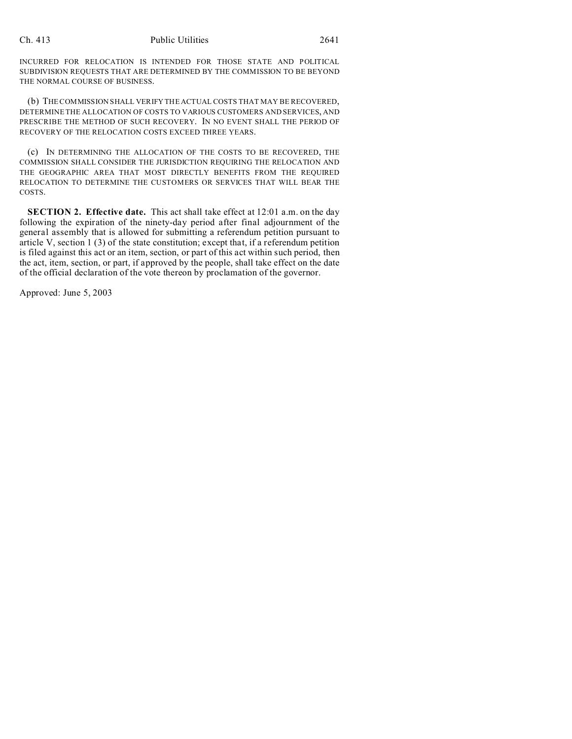INCURRED FOR RELOCATION IS INTENDED FOR THOSE STATE AND POLITICAL SUBDIVISION REQUESTS THAT ARE DETERMINED BY THE COMMISSION TO BE BEYOND THE NORMAL COURSE OF BUSINESS.

(b) THE COMMISSION SHALL VERIFY THE ACTUAL COSTS THAT MAY BE RECOVERED, DETERMINE THE ALLOCATION OF COSTS TO VARIOUS CUSTOMERS AND SERVICES, AND PRESCRIBE THE METHOD OF SUCH RECOVERY. IN NO EVENT SHALL THE PERIOD OF RECOVERY OF THE RELOCATION COSTS EXCEED THREE YEARS.

(c) IN DETERMINING THE ALLOCATION OF THE COSTS TO BE RECOVERED, THE COMMISSION SHALL CONSIDER THE JURISDICTION REQUIRING THE RELOCATION AND THE GEOGRAPHIC AREA THAT MOST DIRECTLY BENEFITS FROM THE REQUIRED RELOCATION TO DETERMINE THE CUSTOMERS OR SERVICES THAT WILL BEAR THE COSTS.

**SECTION 2. Effective date.** This act shall take effect at 12:01 a.m. on the day following the expiration of the ninety-day period after final adjournment of the general assembly that is allowed for submitting a referendum petition pursuant to article V, section 1 (3) of the state constitution; except that, if a referendum petition is filed against this act or an item, section, or part of this act within such period, then the act, item, section, or part, if approved by the people, shall take effect on the date of the official declaration of the vote thereon by proclamation of the governor.

Approved: June 5, 2003